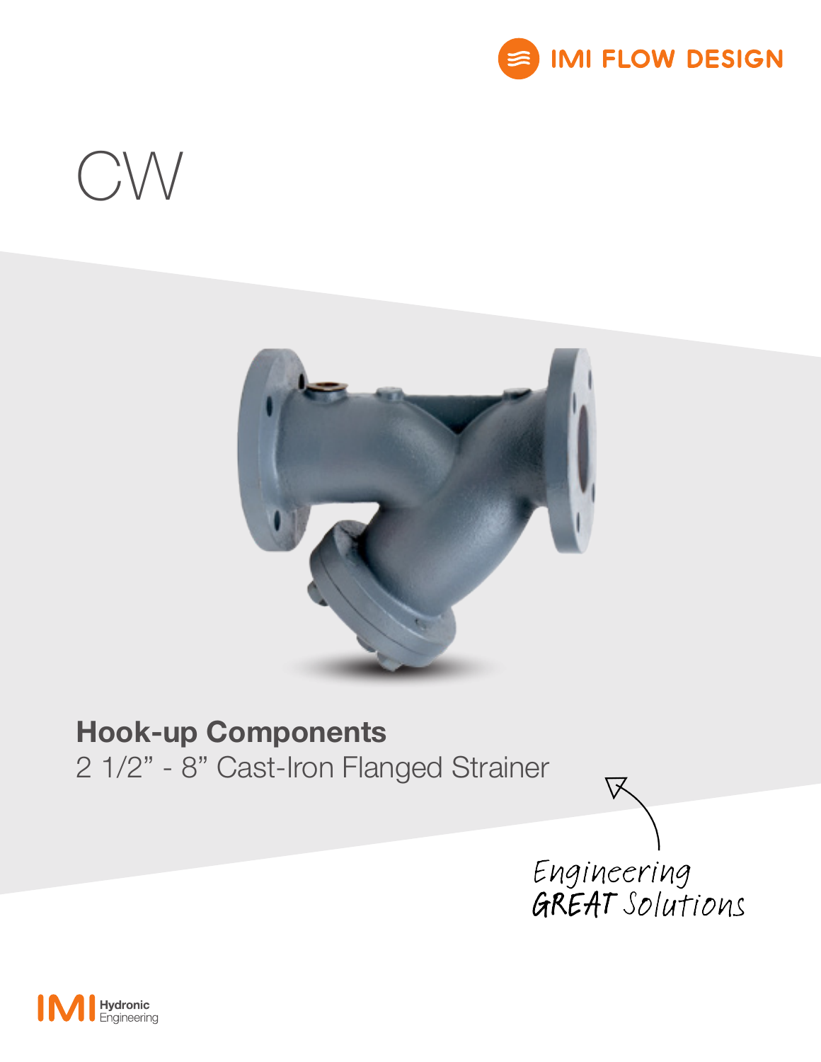IMI FLOW DESIGN

# CW

## Hook-up Components

2 1/2" - 8" Cast-Iron Flanged Strainer

Engineering GREAT Solutions

IMI Hydronic Engineering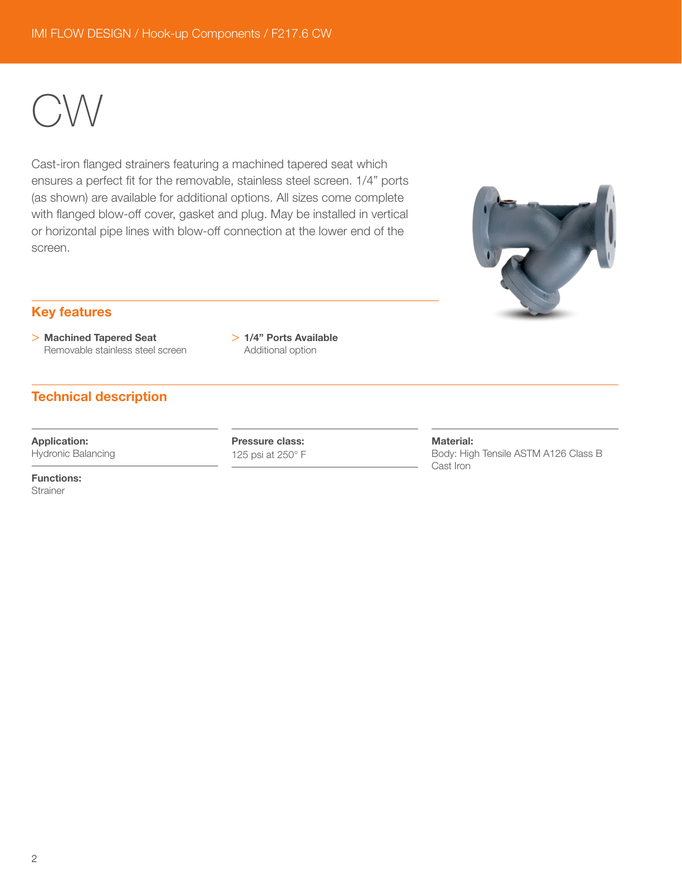# CW

Cast-iron flanged strainers featuring a machined tapered seat which ensures a perfect fit for the removable, stainless steel screen. 1/4" ports (as shown) are available for additional options. All sizes come complete with flanged blow-off cover, gasket and plug. May be installed in vertical or horizontal pipe lines with blow-off connection at the lower end of the screen.

## Key features

> **Machined Tapered Seat**
> Removable stainless steel screen

> **1/4" Ports Available**
> Additional option

## Technical description

**Application:**
Hydronic Balancing

**Functions:**
Strainer

**Pressure class:**
125 psi at 250° F

**Material:**
Body: High Tensile ASTM A126 Class B Cast Iron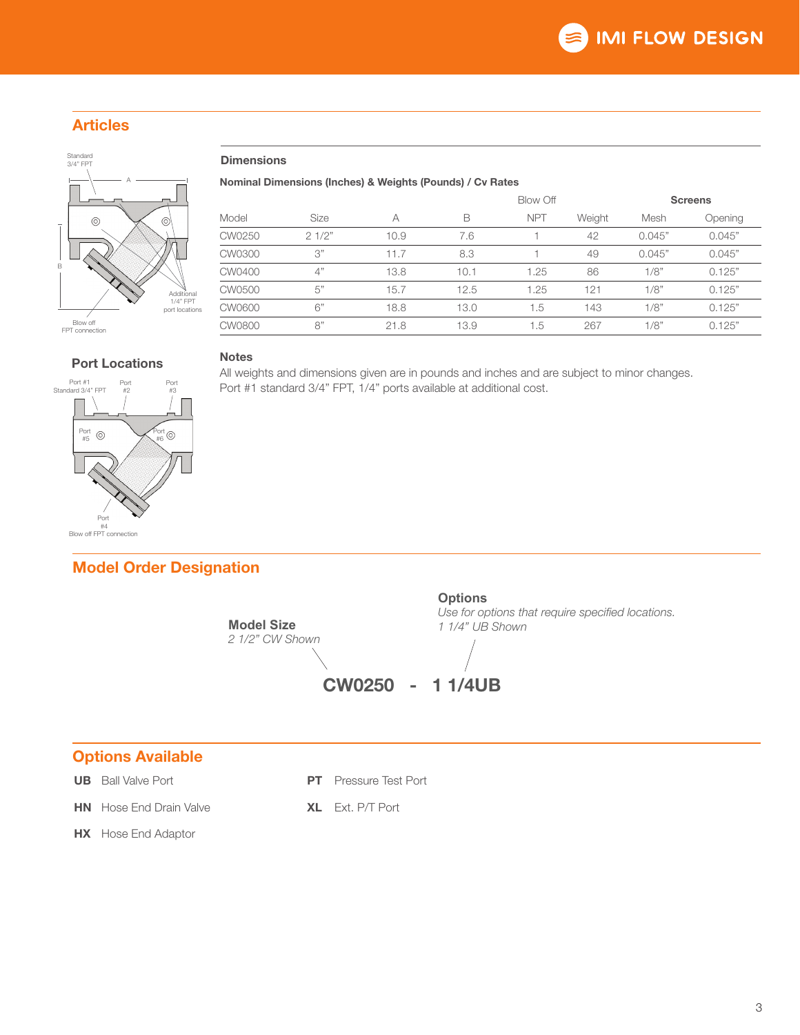## Articles

Standard 3/4" FPT

A

B

Additional 1/4" FPT port locations

Blow off FPT connection

### Dimensions

**Nominal Dimensions (Inches) & Weights (Pounds) / Cv Rates**

| Model | Size | A | B | Blow Off NPT | Weight | Screens Mesh | Screens Opening |
|---|---|---|---|---|---|---|---|
| CW0250 | 2 1/2" | 10.9 | 7.6 | 1 | 42 | 0.045" | 0.045" |
| CW0300 | 3" | 11.7 | 8.3 | 1 | 49 | 0.045" | 0.045" |
| CW0400 | 4" | 13.8 | 10.1 | 1.25 | 86 | 1/8" | 0.125" |
| CW0500 | 5" | 15.7 | 12.5 | 1.25 | 121 | 1/8" | 0.125" |
| CW0600 | 6" | 18.8 | 13.0 | 1.5 | 143 | 1/8" | 0.125" |
| CW0800 | 8" | 21.8 | 13.9 | 1.5 | 267 | 1/8" | 0.125" |

### Port Locations

Port #1 Standard 3/4" FPT

Port #2

Port #3

Port #5

Port #6

Port #4 Blow off FPT connection

### Notes

All weights and dimensions given are in pounds and inches and are subject to minor changes.
Port #1 standard 3/4" FPT, 1/4" ports available at additional cost.

## Model Order Designation

**Model Size**
*2 1/2" CW Shown*

**Options**
*Use for options that require specified locations.*
*1 1/4" UB Shown*

**CW0250 - 1 1/4UB**

## Options Available

**UB** Ball Valve Port

**HN** Hose End Drain Valve

**HX** Hose End Adaptor

**PT** Pressure Test Port

**XL** Ext. P/T Port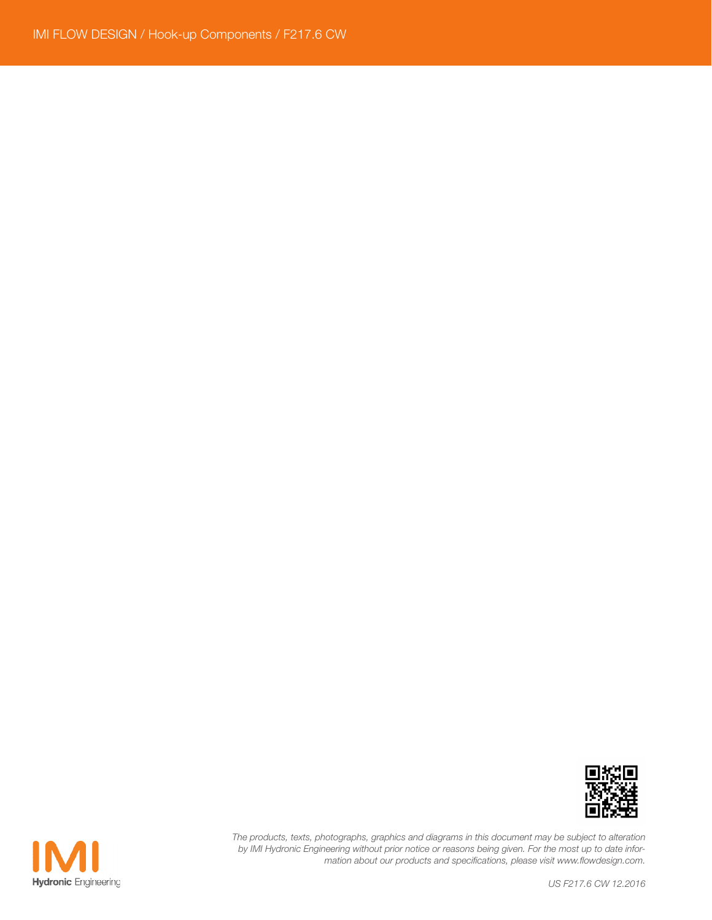*The products, texts, photographs, graphics and diagrams in this document may be subject to alteration by IMI Hydronic Engineering without prior notice or reasons being given. For the most up to date information about our products and specifications, please visit www.flowdesign.com.*

*US F217.6 CW 12.2016*